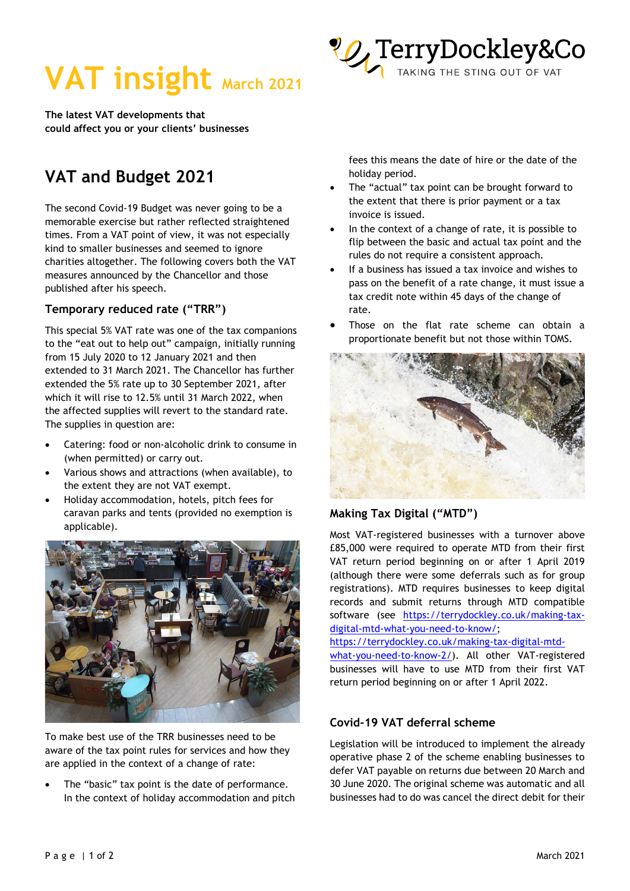# VAT insight March 2021

TerryDockley&Co
TAKING THE STING OUT OF VAT

**The latest VAT developments that could affect you or your clients' businesses**

## VAT and Budget 2021

The second Covid-19 Budget was never going to be a memorable exercise but rather reflected straightened times. From a VAT point of view, it was not especially kind to smaller businesses and seemed to ignore charities altogether. The following covers both the VAT measures announced by the Chancellor and those published after his speech.

### Temporary reduced rate ("TRR")

This special 5% VAT rate was one of the tax companions to the "eat out to help out" campaign, initially running from 15 July 2020 to 12 January 2021 and then extended to 31 March 2021. The Chancellor has further extended the 5% rate up to 30 September 2021, after which it will rise to 12.5% until 31 March 2022, when the affected supplies will revert to the standard rate. The supplies in question are:

- Catering: food or non-alcoholic drink to consume in (when permitted) or carry out.
- Various shows and attractions (when available), to the extent they are not VAT exempt.
- Holiday accommodation, hotels, pitch fees for caravan parks and tents (provided no exemption is applicable).

To make best use of the TRR businesses need to be aware of the tax point rules for services and how they are applied in the context of a change of rate:

- The "basic" tax point is the date of performance. In the context of holiday accommodation and pitch fees this means the date of hire or the date of the holiday period.
- The "actual" tax point can be brought forward to the extent that there is prior payment or a tax invoice is issued.
- In the context of a change of rate, it is possible to flip between the basic and actual tax point and the rules do not require a consistent approach.
- If a business has issued a tax invoice and wishes to pass on the benefit of a rate change, it must issue a tax credit note within 45 days of the change of rate.
- Those on the flat rate scheme can obtain a proportionate benefit but not those within TOMS.

### Making Tax Digital ("MTD")

Most VAT-registered businesses with a turnover above £85,000 were required to operate MTD from their first VAT return period beginning on or after 1 April 2019 (although there were some deferrals such as for group registrations). MTD requires businesses to keep digital records and submit returns through MTD compatible software (see https://terrydockley.co.uk/making-tax-digital-mtd-what-you-need-to-know/; https://terrydockley.co.uk/making-tax-digital-mtd-what-you-need-to-know-2/). All other VAT-registered businesses will have to use MTD from their first VAT return period beginning on or after 1 April 2022.

### Covid-19 VAT deferral scheme

Legislation will be introduced to implement the already operative phase 2 of the scheme enabling businesses to defer VAT payable on returns due between 20 March and 30 June 2020. The original scheme was automatic and all businesses had to do was cancel the direct debit for their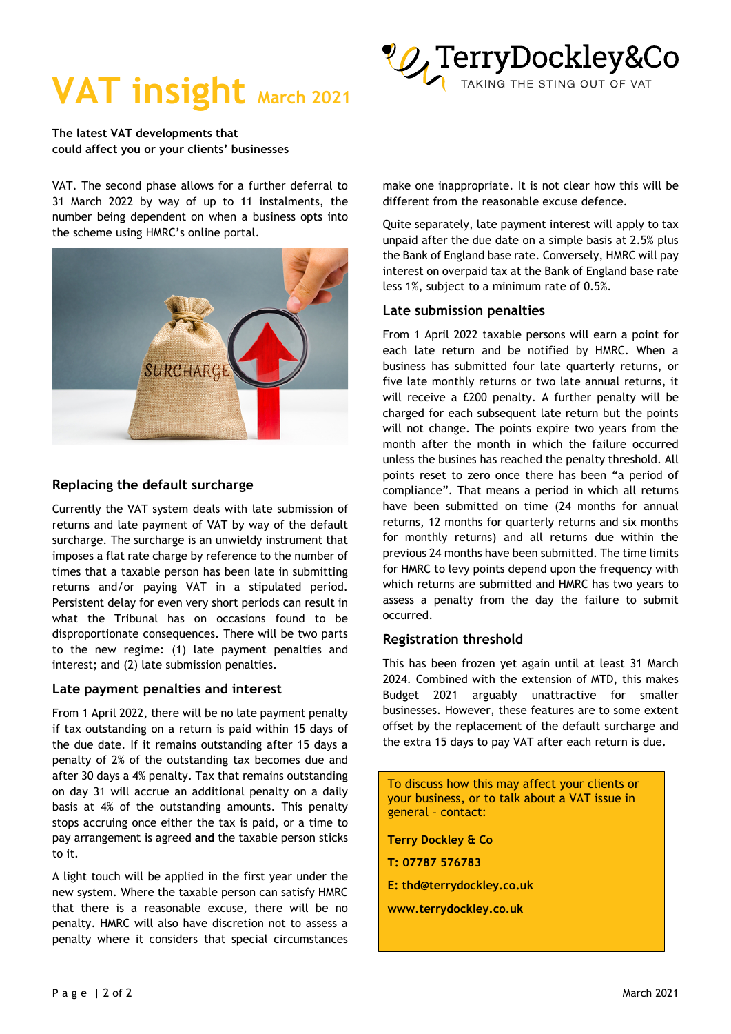# VAT insight March 2021

**The latest VAT developments that could affect you or your clients' businesses**

VAT. The second phase allows for a further deferral to 31 March 2022 by way of up to 11 instalments, the number being dependent on when a business opts into the scheme using HMRC's online portal.

## Replacing the default surcharge

Currently the VAT system deals with late submission of returns and late payment of VAT by way of the default surcharge. The surcharge is an unwieldy instrument that imposes a flat rate charge by reference to the number of times that a taxable person has been late in submitting returns and/or paying VAT in a stipulated period. Persistent delay for even very short periods can result in what the Tribunal has on occasions found to be disproportionate consequences. There will be two parts to the new regime: (1) late payment penalties and interest; and (2) late submission penalties.

## Late payment penalties and interest

From 1 April 2022, there will be no late payment penalty if tax outstanding on a return is paid within 15 days of the due date. If it remains outstanding after 15 days a penalty of 2% of the outstanding tax becomes due and after 30 days a 4% penalty. Tax that remains outstanding on day 31 will accrue an additional penalty on a daily basis at 4% of the outstanding amounts. This penalty stops accruing once either the tax is paid, or a time to pay arrangement is agreed **and** the taxable person sticks to it.

A light touch will be applied in the first year under the new system. Where the taxable person can satisfy HMRC that there is a reasonable excuse, there will be no penalty. HMRC will also have discretion not to assess a penalty where it considers that special circumstances make one inappropriate. It is not clear how this will be different from the reasonable excuse defence.

Quite separately, late payment interest will apply to tax unpaid after the due date on a simple basis at 2.5% plus the Bank of England base rate. Conversely, HMRC will pay interest on overpaid tax at the Bank of England base rate less 1%, subject to a minimum rate of 0.5%.

## Late submission penalties

From 1 April 2022 taxable persons will earn a point for each late return and be notified by HMRC. When a business has submitted four late quarterly returns, or five late monthly returns or two late annual returns, it will receive a £200 penalty. A further penalty will be charged for each subsequent late return but the points will not change. The points expire two years from the month after the month in which the failure occurred unless the busines has reached the penalty threshold. All points reset to zero once there has been "a period of compliance". That means a period in which all returns have been submitted on time (24 months for annual returns, 12 months for quarterly returns and six months for monthly returns) and all returns due within the previous 24 months have been submitted. The time limits for HMRC to levy points depend upon the frequency with which returns are submitted and HMRC has two years to assess a penalty from the day the failure to submit occurred.

## Registration threshold

This has been frozen yet again until at least 31 March 2024. Combined with the extension of MTD, this makes Budget 2021 arguably unattractive for smaller businesses. However, these features are to some extent offset by the replacement of the default surcharge and the extra 15 days to pay VAT after each return is due.

To discuss how this may affect your clients or your business, or to talk about a VAT issue in general – contact:

**Terry Dockley & Co**

**T: 07787 576783**

**E: thd@terrydockley.co.uk**

**www.terrydockley.co.uk**